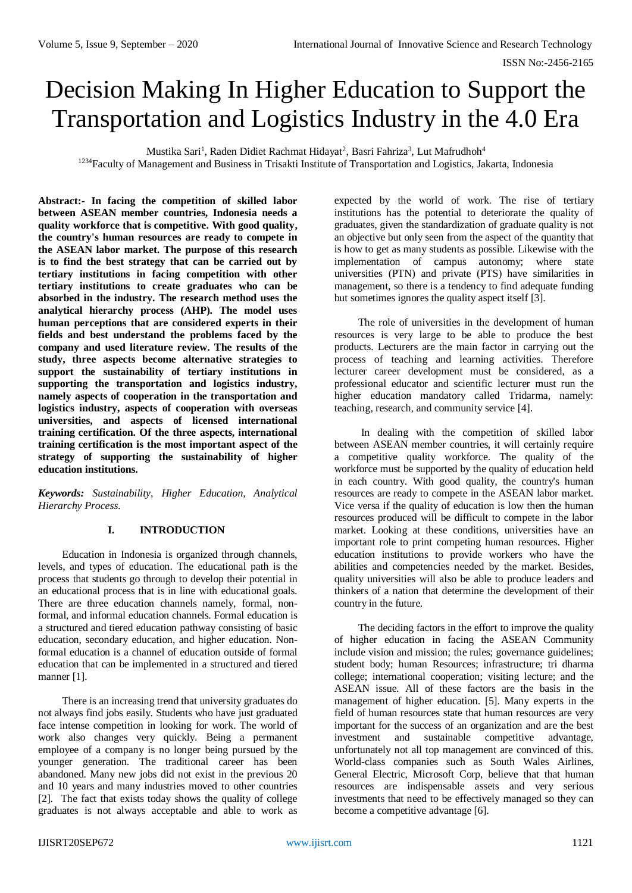# Decision Making In Higher Education to Support the Transportation and Logistics Industry in the 4.0 Era

Mustika Sari[1], Raden Didiet Rachmat Hidayat[2], Basri Fahriza[3], Lut Mafrudhoh[4]

[1234]Faculty of Management and Business in Trisakti Institute of Transportation and Logistics, Jakarta, Indonesia

**Abstract:- In facing the competition of skilled labor between ASEAN member countries, Indonesia needs a quality workforce that is competitive. With good quality, the country's human resources are ready to compete in the ASEAN labor market. The purpose of this research is to find the best strategy that can be carried out by tertiary institutions in facing competition with other tertiary institutions to create graduates who can be absorbed in the industry. The research method uses the analytical hierarchy process (AHP). The model uses human perceptions that are considered experts in their fields and best understand the problems faced by the company and used literature review. The results of the study, three aspects become alternative strategies to support the sustainability of tertiary institutions in supporting the transportation and logistics industry, namely aspects of cooperation in the transportation and logistics industry, aspects of cooperation with overseas universities, and aspects of licensed international training certification. Of the three aspects, international training certification is the most important aspect of the strategy of supporting the sustainability of higher education institutions.**

***Keywords:*** *Sustainability, Higher Education, Analytical Hierarchy Process.*

## I. INTRODUCTION

Education in Indonesia is organized through channels, levels, and types of education. The educational path is the process that students go through to develop their potential in an educational process that is in line with educational goals. There are three education channels namely, formal, non-formal, and informal education channels. Formal education is a structured and tiered education pathway consisting of basic education, secondary education, and higher education. Non-formal education is a channel of education outside of formal education that can be implemented in a structured and tiered manner [1].

There is an increasing trend that university graduates do not always find jobs easily. Students who have just graduated face intense competition in looking for work. The world of work also changes very quickly. Being a permanent employee of a company is no longer being pursued by the younger generation. The traditional career has been abandoned. Many new jobs did not exist in the previous 20 and 10 years and many industries moved to other countries [2]. The fact that exists today shows the quality of college graduates is not always acceptable and able to work as expected by the world of work. The rise of tertiary institutions has the potential to deteriorate the quality of graduates, given the standardization of graduate quality is not an objective but only seen from the aspect of the quantity that is how to get as many students as possible. Likewise with the implementation of campus autonomy; where state universities (PTN) and private (PTS) have similarities in management, so there is a tendency to find adequate funding but sometimes ignores the quality aspect itself [3].

The role of universities in the development of human resources is very large to be able to produce the best products. Lecturers are the main factor in carrying out the process of teaching and learning activities. Therefore lecturer career development must be considered, as a professional educator and scientific lecturer must run the higher education mandatory called Tridarma, namely: teaching, research, and community service [4].

In dealing with the competition of skilled labor between ASEAN member countries, it will certainly require a competitive quality workforce. The quality of the workforce must be supported by the quality of education held in each country. With good quality, the country's human resources are ready to compete in the ASEAN labor market. Vice versa if the quality of education is low then the human resources produced will be difficult to compete in the labor market. Looking at these conditions, universities have an important role to print competing human resources. Higher education institutions to provide workers who have the abilities and competencies needed by the market. Besides, quality universities will also be able to produce leaders and thinkers of a nation that determine the development of their country in the future.

The deciding factors in the effort to improve the quality of higher education in facing the ASEAN Community include vision and mission; the rules; governance guidelines; student body; human Resources; infrastructure; tri dharma college; international cooperation; visiting lecture; and the ASEAN issue. All of these factors are the basis in the management of higher education. [5]. Many experts in the field of human resources state that human resources are very important for the success of an organization and are the best investment and sustainable competitive advantage, unfortunately not all top management are convinced of this. World-class companies such as South Wales Airlines, General Electric, Microsoft Corp, believe that that human resources are indispensable assets and very serious investments that need to be effectively managed so they can become a competitive advantage [6].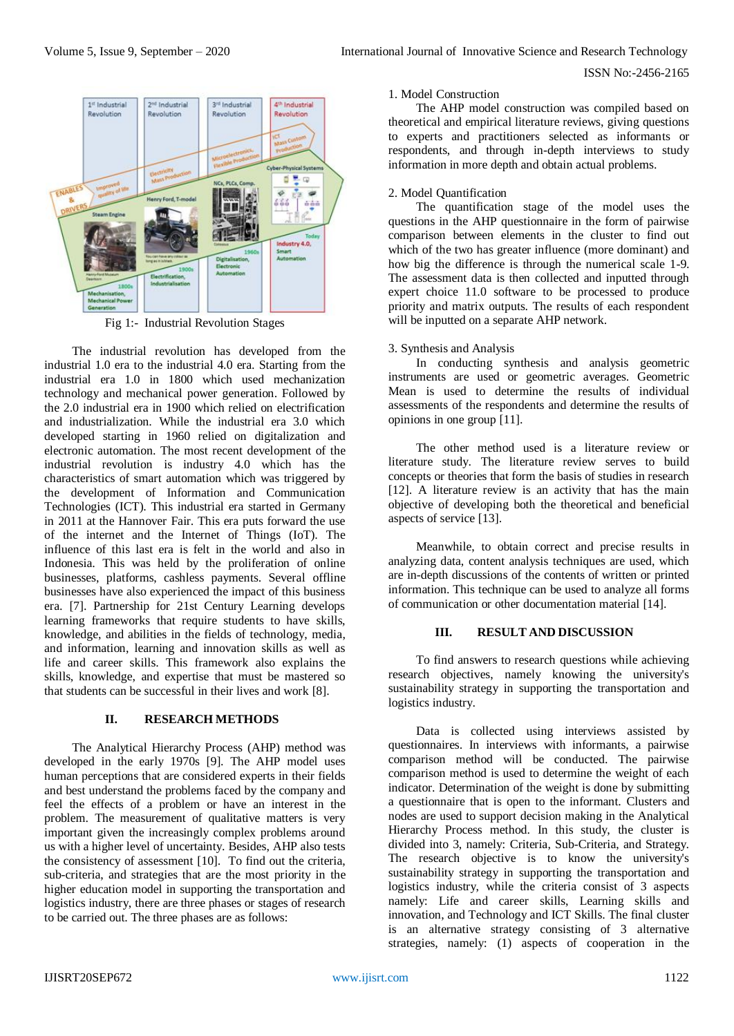Fig 1:- Industrial Revolution Stages

The industrial revolution has developed from the industrial 1.0 era to the industrial 4.0 era. Starting from the industrial era 1.0 in 1800 which used mechanization technology and mechanical power generation. Followed by the 2.0 industrial era in 1900 which relied on electrification and industrialization. While the industrial era 3.0 which developed starting in 1960 relied on digitalization and electronic automation. The most recent development of the industrial revolution is industry 4.0 which has the characteristics of smart automation which was triggered by the development of Information and Communication Technologies (ICT). This industrial era started in Germany in 2011 at the Hannover Fair. This era puts forward the use of the internet and the Internet of Things (IoT). The influence of this last era is felt in the world and also in Indonesia. This was held by the proliferation of online businesses, platforms, cashless payments. Several offline businesses have also experienced the impact of this business era. [7]. Partnership for 21st Century Learning develops learning frameworks that require students to have skills, knowledge, and abilities in the fields of technology, media, and information, learning and innovation skills as well as life and career skills. This framework also explains the skills, knowledge, and expertise that must be mastered so that students can be successful in their lives and work [8].

## II. RESEARCH METHODS

The Analytical Hierarchy Process (AHP) method was developed in the early 1970s [9]. The AHP model uses human perceptions that are considered experts in their fields and best understand the problems faced by the company and feel the effects of a problem or have an interest in the problem. The measurement of qualitative matters is very important given the increasingly complex problems around us with a higher level of uncertainty. Besides, AHP also tests the consistency of assessment [10]. To find out the criteria, sub-criteria, and strategies that are the most priority in the higher education model in supporting the transportation and logistics industry, there are three phases or stages of research to be carried out. The three phases are as follows:

1. Model Construction

The AHP model construction was compiled based on theoretical and empirical literature reviews, giving questions to experts and practitioners selected as informants or respondents, and through in-depth interviews to study information in more depth and obtain actual problems.

2. Model Quantification

The quantification stage of the model uses the questions in the AHP questionnaire in the form of pairwise comparison between elements in the cluster to find out which of the two has greater influence (more dominant) and how big the difference is through the numerical scale 1-9. The assessment data is then collected and inputted through expert choice 11.0 software to be processed to produce priority and matrix outputs. The results of each respondent will be inputted on a separate AHP network.

3. Synthesis and Analysis

In conducting synthesis and analysis geometric instruments are used or geometric averages. Geometric Mean is used to determine the results of individual assessments of the respondents and determine the results of opinions in one group [11].

The other method used is a literature review or literature study. The literature review serves to build concepts or theories that form the basis of studies in research [12]. A literature review is an activity that has the main objective of developing both the theoretical and beneficial aspects of service [13].

Meanwhile, to obtain correct and precise results in analyzing data, content analysis techniques are used, which are in-depth discussions of the contents of written or printed information. This technique can be used to analyze all forms of communication or other documentation material [14].

## III. RESULT AND DISCUSSION

To find answers to research questions while achieving research objectives, namely knowing the university's sustainability strategy in supporting the transportation and logistics industry.

Data is collected using interviews assisted by questionnaires. In interviews with informants, a pairwise comparison method will be conducted. The pairwise comparison method is used to determine the weight of each indicator. Determination of the weight is done by submitting a questionnaire that is open to the informant. Clusters and nodes are used to support decision making in the Analytical Hierarchy Process method. In this study, the cluster is divided into 3, namely: Criteria, Sub-Criteria, and Strategy. The research objective is to know the university's sustainability strategy in supporting the transportation and logistics industry, while the criteria consist of 3 aspects namely: Life and career skills, Learning skills and innovation, and Technology and ICT Skills. The final cluster is an alternative strategy consisting of 3 alternative strategies, namely: (1) aspects of cooperation in the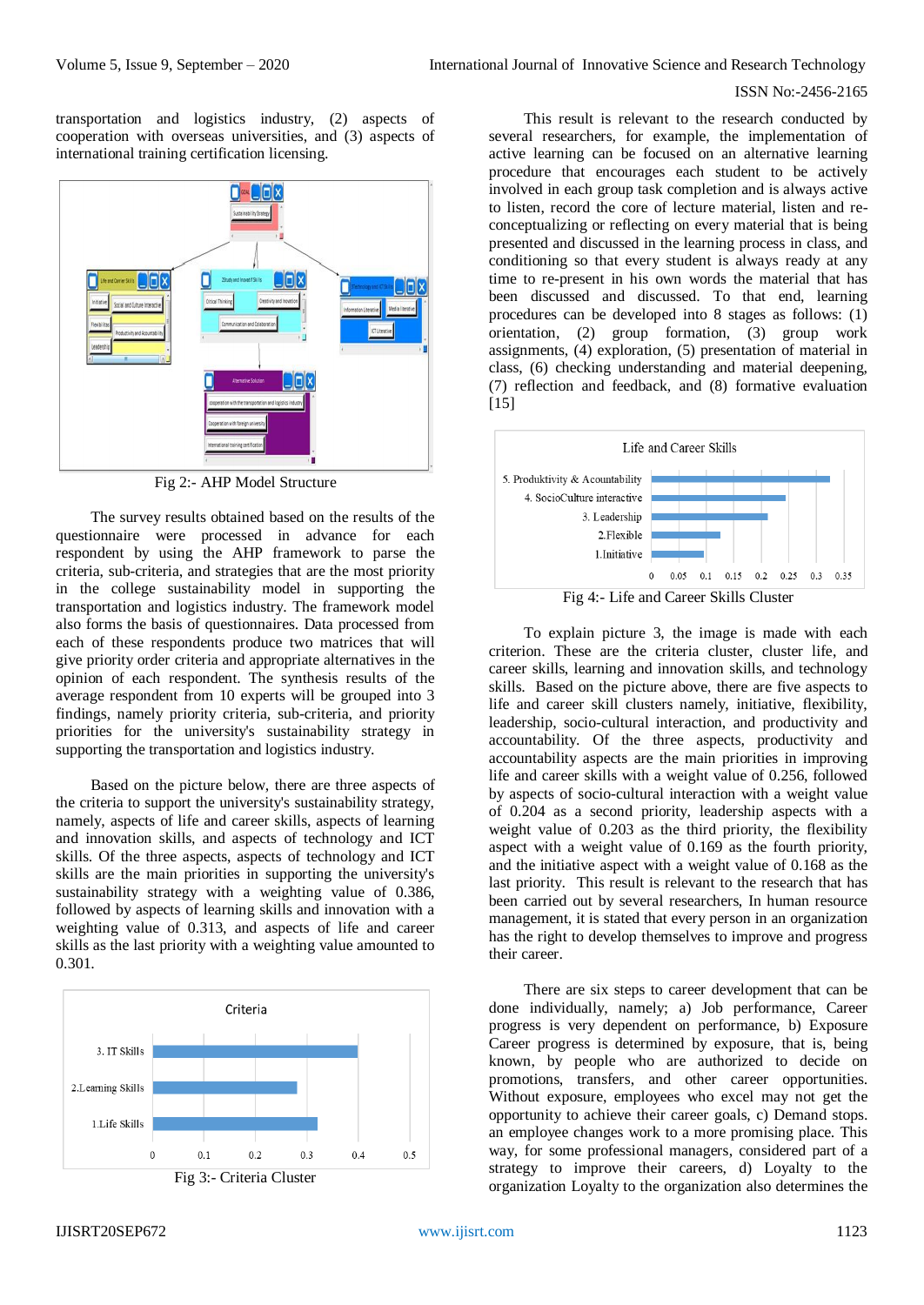transportation and logistics industry, (2) aspects of cooperation with overseas universities, and (3) aspects of international training certification licensing.

Fig 2:- AHP Model Structure

The survey results obtained based on the results of the questionnaire were processed in advance for each respondent by using the AHP framework to parse the criteria, sub-criteria, and strategies that are the most priority in the college sustainability model in supporting the transportation and logistics industry. The framework model also forms the basis of questionnaires. Data processed from each of these respondents produce two matrices that will give priority order criteria and appropriate alternatives in the opinion of each respondent. The synthesis results of the average respondent from 10 experts will be grouped into 3 findings, namely priority criteria, sub-criteria, and priority priorities for the university's sustainability strategy in supporting the transportation and logistics industry.

Based on the picture below, there are three aspects of the criteria to support the university's sustainability strategy, namely, aspects of life and career skills, aspects of learning and innovation skills, and aspects of technology and ICT skills. Of the three aspects, aspects of technology and ICT skills are the main priorities in supporting the university's sustainability strategy with a weighting value of 0.386, followed by aspects of learning skills and innovation with a weighting value of 0.313, and aspects of life and career skills as the last priority with a weighting value amounted to 0.301.

Fig 3:- Criteria Cluster

This result is relevant to the research conducted by several researchers, for example, the implementation of active learning can be focused on an alternative learning procedure that encourages each student to be actively involved in each group task completion and is always active to listen, record the core of lecture material, listen and re-conceptualizing or reflecting on every material that is being presented and discussed in the learning process in class, and conditioning so that every student is always ready at any time to re-present in his own words the material that has been discussed and discussed. To that end, learning procedures can be developed into 8 stages as follows: (1) orientation, (2) group formation, (3) group work assignments, (4) exploration, (5) presentation of material in class, (6) checking understanding and material deepening, (7) reflection and feedback, and (8) formative evaluation [15]

Fig 4:- Life and Career Skills Cluster

To explain picture 3, the image is made with each criterion. These are the criteria cluster, cluster life, and career skills, learning and innovation skills, and technology skills. Based on the picture above, there are five aspects to life and career skill clusters namely, initiative, flexibility, leadership, socio-cultural interaction, and productivity and accountability. Of the three aspects, productivity and accountability aspects are the main priorities in improving life and career skills with a weight value of 0.256, followed by aspects of socio-cultural interaction with a weight value of 0.204 as a second priority, leadership aspects with a weight value of 0.203 as the third priority, the flexibility aspect with a weight value of 0.169 as the fourth priority, and the initiative aspect with a weight value of 0.168 as the last priority. This result is relevant to the research that has been carried out by several researchers, In human resource management, it is stated that every person in an organization has the right to develop themselves to improve and progress their career.

There are six steps to career development that can be done individually, namely; a) Job performance, Career progress is very dependent on performance, b) Exposure Career progress is determined by exposure, that is, being known, by people who are authorized to decide on promotions, transfers, and other career opportunities. Without exposure, employees who excel may not get the opportunity to achieve their career goals, c) Demand stops. an employee changes work to a more promising place. This way, for some professional managers, considered part of a strategy to improve their careers, d) Loyalty to the organization Loyalty to the organization also determines the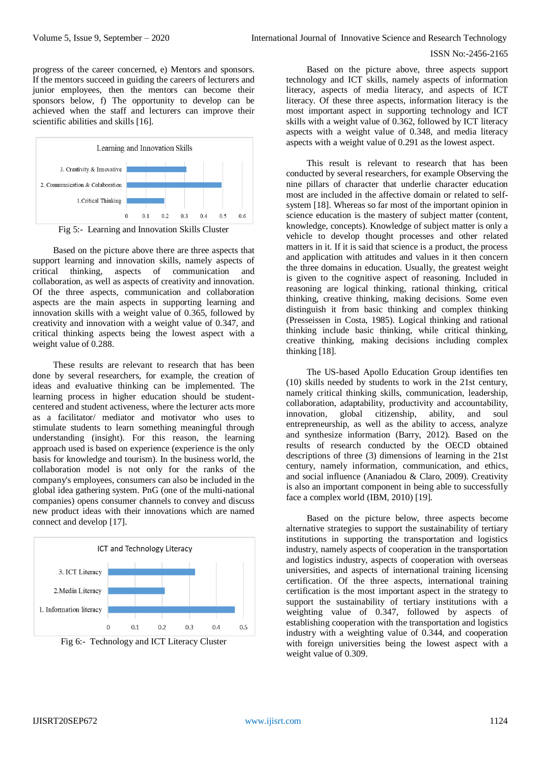progress of the career concerned, e) Mentors and sponsors. If the mentors succeed in guiding the careers of lecturers and junior employees, then the mentors can become their sponsors below, f) The opportunity to develop can be achieved when the staff and lecturers can improve their scientific abilities and skills [16].

Fig 5:- Learning and Innovation Skills Cluster

Based on the picture above there are three aspects that support learning and innovation skills, namely aspects of critical thinking, aspects of communication and collaboration, as well as aspects of creativity and innovation. Of the three aspects, communication and collaboration aspects are the main aspects in supporting learning and innovation skills with a weight value of 0.365, followed by creativity and innovation with a weight value of 0.347, and critical thinking aspects being the lowest aspect with a weight value of 0.288.

These results are relevant to research that has been done by several researchers, for example, the creation of ideas and evaluative thinking can be implemented. The learning process in higher education should be student-centered and student activeness, where the lecturer acts more as a facilitator/ mediator and motivator who uses to stimulate students to learn something meaningful through understanding (insight). For this reason, the learning approach used is based on experience (experience is the only basis for knowledge and tourism). In the business world, the collaboration model is not only for the ranks of the company's employees, consumers can also be included in the global idea gathering system. PnG (one of the multi-national companies) opens consumer channels to convey and discuss new product ideas with their innovations which are named connect and develop [17].

Fig 6:- Technology and ICT Literacy Cluster

Based on the picture above, three aspects support technology and ICT skills, namely aspects of information literacy, aspects of media literacy, and aspects of ICT literacy. Of these three aspects, information literacy is the most important aspect in supporting technology and ICT skills with a weight value of 0.362, followed by ICT literacy aspects with a weight value of 0.348, and media literacy aspects with a weight value of 0.291 as the lowest aspect.

This result is relevant to research that has been conducted by several researchers, for example Observing the nine pillars of character that underlie character education most are included in the affective domain or related to self-system [18]. Whereas so far most of the important opinion in science education is the mastery of subject matter (content, knowledge, concepts). Knowledge of subject matter is only a vehicle to develop thought processes and other related matters in it. If it is said that science is a product, the process and application with attitudes and values in it then concern the three domains in education. Usually, the greatest weight is given to the cognitive aspect of reasoning. Included in reasoning are logical thinking, rational thinking, critical thinking, creative thinking, making decisions. Some even distinguish it from basic thinking and complex thinking (Presseisen in Costa, 1985). Logical thinking and rational thinking include basic thinking, while critical thinking, creative thinking, making decisions including complex thinking [18].

The US-based Apollo Education Group identifies ten (10) skills needed by students to work in the 21st century, namely critical thinking skills, communication, leadership, collaboration, adaptability, productivity and accountability, innovation, global citizenship, ability, and soul entrepreneurship, as well as the ability to access, analyze and synthesize information (Barry, 2012). Based on the results of research conducted by the OECD obtained descriptions of three (3) dimensions of learning in the 21st century, namely information, communication, and ethics, and social influence (Ananiadou & Claro, 2009). Creativity is also an important component in being able to successfully face a complex world (IBM, 2010) [19].

Based on the picture below, three aspects become alternative strategies to support the sustainability of tertiary institutions in supporting the transportation and logistics industry, namely aspects of cooperation in the transportation and logistics industry, aspects of cooperation with overseas universities, and aspects of international training licensing certification. Of the three aspects, international training certification is the most important aspect in the strategy to support the sustainability of tertiary institutions with a weighting value of 0.347, followed by aspects of establishing cooperation with the transportation and logistics industry with a weighting value of 0.344, and cooperation with foreign universities being the lowest aspect with a weight value of 0.309.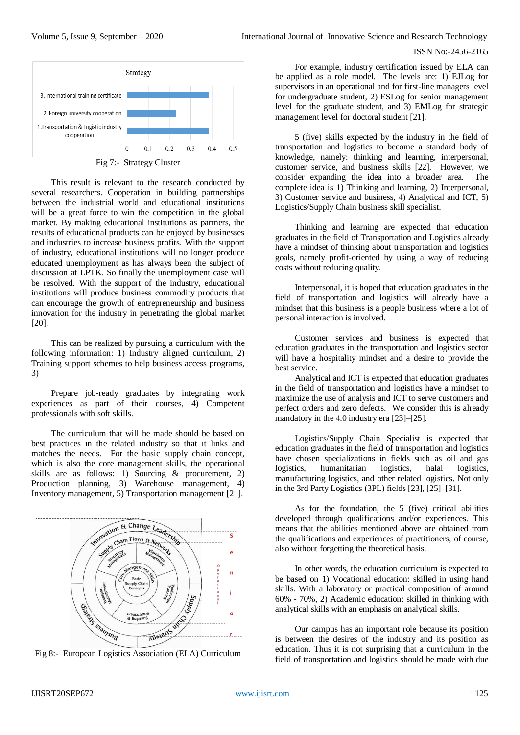Fig 7:- Strategy Cluster

This result is relevant to the research conducted by several researchers. Cooperation in building partnerships between the industrial world and educational institutions will be a great force to win the competition in the global market. By making educational institutions as partners, the results of educational products can be enjoyed by businesses and industries to increase business profits. With the support of industry, educational institutions will no longer produce educated unemployment as has always been the subject of discussion at LPTK. So finally the unemployment case will be resolved. With the support of the industry, educational institutions will produce business commodity products that can encourage the growth of entrepreneurship and business innovation for the industry in penetrating the global market [20].

This can be realized by pursuing a curriculum with the following information: 1) Industry aligned curriculum, 2) Training support schemes to help business access programs, 3)

Prepare job-ready graduates by integrating work experiences as part of their courses, 4) Competent professionals with soft skills.

The curriculum that will be made should be based on best practices in the related industry so that it links and matches the needs. For the basic supply chain concept, which is also the core management skills, the operational skills are as follows: 1) Sourcing & procurement, 2) Production planning, 3) Warehouse management, 4) Inventory management, 5) Transportation management [21].

Fig 8:- European Logistics Association (ELA) Curriculum

For example, industry certification issued by ELA can be applied as a role model. The levels are: 1) EJLog for supervisors in an operational and for first-line managers level for undergraduate student, 2) ESLog for senior management level for the graduate student, and 3) EMLog for strategic management level for doctoral student [21].

5 (five) skills expected by the industry in the field of transportation and logistics to become a standard body of knowledge, namely: thinking and learning, interpersonal, customer service, and business skills [22]. However, we consider expanding the idea into a broader area. The complete idea is 1) Thinking and learning, 2) Interpersonal, 3) Customer service and business, 4) Analytical and ICT, 5) Logistics/Supply Chain business skill specialist.

Thinking and learning are expected that education graduates in the field of Transportation and Logistics already have a mindset of thinking about transportation and logistics goals, namely profit-oriented by using a way of reducing costs without reducing quality.

Interpersonal, it is hoped that education graduates in the field of transportation and logistics will already have a mindset that this business is a people business where a lot of personal interaction is involved.

Customer services and business is expected that education graduates in the transportation and logistics sector will have a hospitality mindset and a desire to provide the best service.

Analytical and ICT is expected that education graduates in the field of transportation and logistics have a mindset to maximize the use of analysis and ICT to serve customers and perfect orders and zero defects. We consider this is already mandatory in the 4.0 industry era [23]–[25].

Logistics/Supply Chain Specialist is expected that education graduates in the field of transportation and logistics have chosen specializations in fields such as oil and gas logistics, humanitarian logistics, halal logistics, manufacturing logistics, and other related logistics. Not only in the 3rd Party Logistics (3PL) fields [23], [25]–[31].

As for the foundation, the 5 (five) critical abilities developed through qualifications and/or experiences. This means that the abilities mentioned above are obtained from the qualifications and experiences of practitioners, of course, also without forgetting the theoretical basis.

In other words, the education curriculum is expected to be based on 1) Vocational education: skilled in using hand skills. With a laboratory or practical composition of around 60% - 70%, 2) Academic education: skilled in thinking with analytical skills with an emphasis on analytical skills.

Our campus has an important role because its position is between the desires of the industry and its position as education. Thus it is not surprising that a curriculum in the field of transportation and logistics should be made with due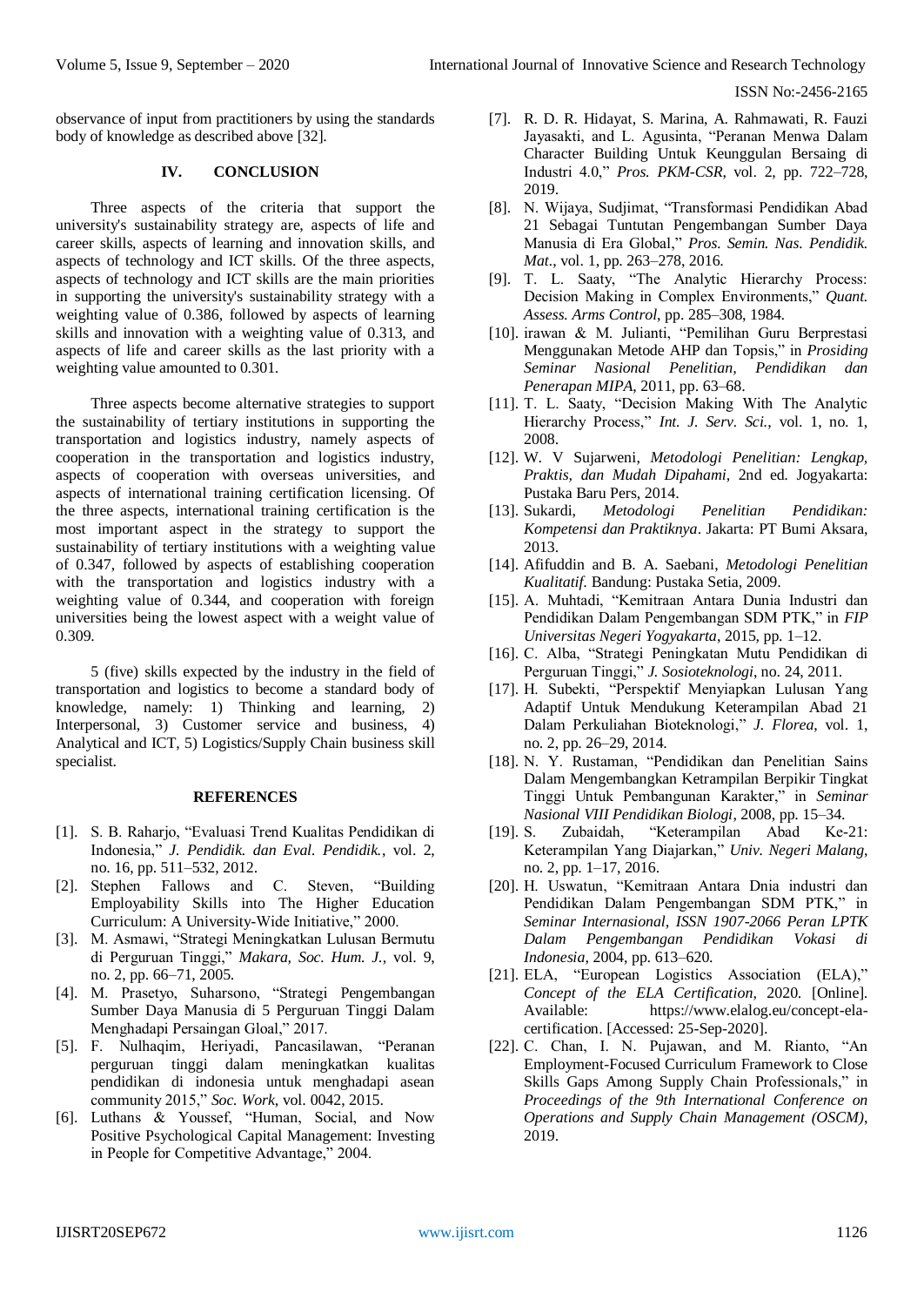observance of input from practitioners by using the standards body of knowledge as described above [32].

## IV. CONCLUSION

Three aspects of the criteria that support the university's sustainability strategy are, aspects of life and career skills, aspects of learning and innovation skills, and aspects of technology and ICT skills. Of the three aspects, aspects of technology and ICT skills are the main priorities in supporting the university's sustainability strategy with a weighting value of 0.386, followed by aspects of learning skills and innovation with a weighting value of 0.313, and aspects of life and career skills as the last priority with a weighting value amounted to 0.301.

Three aspects become alternative strategies to support the sustainability of tertiary institutions in supporting the transportation and logistics industry, namely aspects of cooperation in the transportation and logistics industry, aspects of cooperation with overseas universities, and aspects of international training certification licensing. Of the three aspects, international training certification is the most important aspect in the strategy to support the sustainability of tertiary institutions with a weighting value of 0.347, followed by aspects of establishing cooperation with the transportation and logistics industry with a weighting value of 0.344, and cooperation with foreign universities being the lowest aspect with a weight value of 0.309.

5 (five) skills expected by the industry in the field of transportation and logistics to become a standard body of knowledge, namely: 1) Thinking and learning, 2) Interpersonal, 3) Customer service and business, 4) Analytical and ICT, 5) Logistics/Supply Chain business skill specialist.

## REFERENCES

[1]. S. B. Raharjo, "Evaluasi Trend Kualitas Pendidikan di Indonesia," *J. Pendidik. dan Eval. Pendidik.*, vol. 2, no. 16, pp. 511–532, 2012.

[2]. Stephen Fallows and C. Steven, "Building Employability Skills into The Higher Education Curriculum: A University-Wide Initiative," 2000.

[3]. M. Asmawi, "Strategi Meningkatkan Lulusan Bermutu di Perguruan Tinggi," *Makara, Soc. Hum. J.*, vol. 9, no. 2, pp. 66–71, 2005.

[4]. M. Prasetyo, Suharsono, "Strategi Pengembangan Sumber Daya Manusia di 5 Perguruan Tinggi Dalam Menghadapi Persaingan Gloal," 2017.

[5]. F. Nulhaqim, Heriyadi, Pancasilawan, "Peranan perguruan tinggi dalam meningkatkan kualitas pendidikan di indonesia untuk menghadapi asean community 2015," *Soc. Work*, vol. 0042, 2015.

[6]. Luthans & Youssef, "Human, Social, and Now Positive Psychological Capital Management: Investing in People for Competitive Advantage," 2004.

[7]. R. D. R. Hidayat, S. Marina, A. Rahmawati, R. Fauzi Jayasakti, and L. Agusinta, "Peranan Menwa Dalam Character Building Untuk Keunggulan Bersaing di Industri 4.0," *Pros. PKM-CSR*, vol. 2, pp. 722–728, 2019.

[8]. N. Wijaya, Sudjimat, "Transformasi Pendidikan Abad 21 Sebagai Tuntutan Pengembangan Sumber Daya Manusia di Era Global," *Pros. Semin. Nas. Pendidik. Mat.*, vol. 1, pp. 263–278, 2016.

[9]. T. L. Saaty, "The Analytic Hierarchy Process: Decision Making in Complex Environments," *Quant. Assess. Arms Control*, pp. 285–308, 1984.

[10]. irawan & M. Julianti, "Pemilihan Guru Berprestasi Menggunakan Metode AHP dan Topsis," in *Prosiding Seminar Nasional Penelitian, Pendidikan dan Penerapan MIPA*, 2011, pp. 63–68.

[11]. T. L. Saaty, "Decision Making With The Analytic Hierarchy Process," *Int. J. Serv. Sci.*, vol. 1, no. 1, 2008.

[12]. W. V Sujarweni, *Metodologi Penelitian: Lengkap, Praktis, dan Mudah Dipahami*, 2nd ed. Jogyakarta: Pustaka Baru Pers, 2014.

[13]. Sukardi, *Metodologi Penelitian Pendidikan: Kompetensi dan Praktiknya*. Jakarta: PT Bumi Aksara, 2013.

[14]. Afifuddin and B. A. Saebani, *Metodologi Penelitian Kualitatif*. Bandung: Pustaka Setia, 2009.

[15]. A. Muhtadi, "Kemitraan Antara Dunia Industri dan Pendidikan Dalam Pengembangan SDM PTK," in *FIP Universitas Negeri Yogyakarta*, 2015, pp. 1–12.

[16]. C. Alba, "Strategi Peningkatan Mutu Pendidikan di Perguruan Tinggi," *J. Sosioteknologi*, no. 24, 2011.

[17]. H. Subekti, "Perspektif Menyiapkan Lulusan Yang Adaptif Untuk Mendukung Keterampilan Abad 21 Dalam Perkuliahan Bioteknologi," *J. Florea*, vol. 1, no. 2, pp. 26–29, 2014.

[18]. N. Y. Rustaman, "Pendidikan dan Penelitian Sains Dalam Mengembangkan Ketrampilan Berpikir Tingkat Tinggi Untuk Pembangunan Karakter," in *Seminar Nasional VIII Pendidikan Biologi*, 2008, pp. 15–34.

[19]. S. Zubaidah, "Keterampilan Abad Ke-21: Keterampilan Yang Diajarkan," *Univ. Negeri Malang*, no. 2, pp. 1–17, 2016.

[20]. H. Uswatun, "Kemitraan Antara Dnia industri dan Pendidikan Dalam Pengembangan SDM PTK," in *Seminar Internasional, ISSN 1907-2066 Peran LPTK Dalam Pengembangan Pendidikan Vokasi di Indonesia*, 2004, pp. 613–620.

[21]. ELA, "European Logistics Association (ELA)," *Concept of the ELA Certification*, 2020. [Online]. Available: https://www.elalog.eu/concept-ela-certification. [Accessed: 25-Sep-2020].

[22]. C. Chan, I. N. Pujawan, and M. Rianto, "An Employment-Focused Curriculum Framework to Close Skills Gaps Among Supply Chain Professionals," in *Proceedings of the 9th International Conference on Operations and Supply Chain Management (OSCM)*, 2019.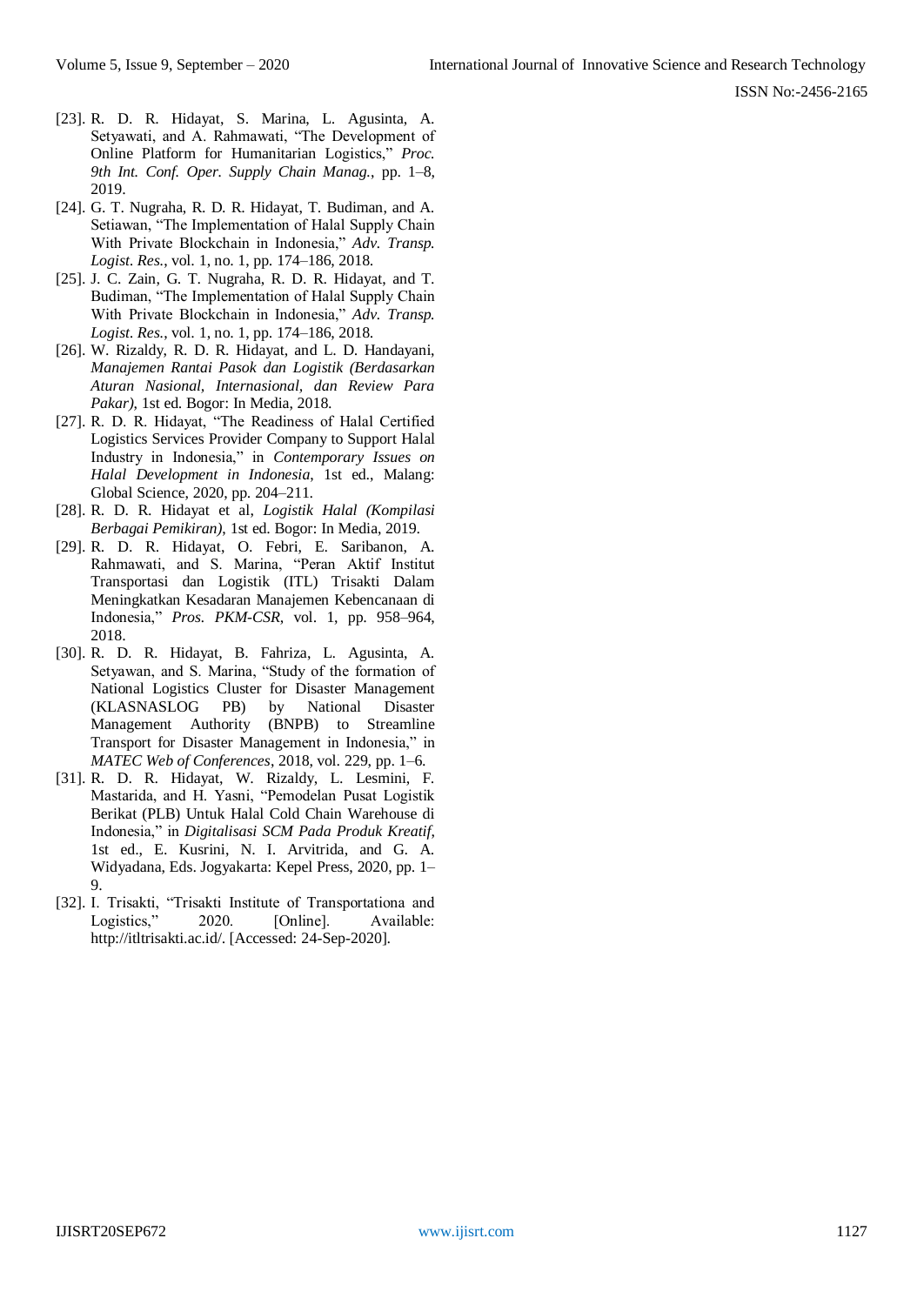[23]. R. D. R. Hidayat, S. Marina, L. Agusinta, A. Setyawati, and A. Rahmawati, "The Development of Online Platform for Humanitarian Logistics," *Proc. 9th Int. Conf. Oper. Supply Chain Manag.*, pp. 1–8, 2019.

[24]. G. T. Nugraha, R. D. R. Hidayat, T. Budiman, and A. Setiawan, "The Implementation of Halal Supply Chain With Private Blockchain in Indonesia," *Adv. Transp. Logist. Res.*, vol. 1, no. 1, pp. 174–186, 2018.

[25]. J. C. Zain, G. T. Nugraha, R. D. R. Hidayat, and T. Budiman, "The Implementation of Halal Supply Chain With Private Blockchain in Indonesia," *Adv. Transp. Logist. Res.*, vol. 1, no. 1, pp. 174–186, 2018.

[26]. W. Rizaldy, R. D. R. Hidayat, and L. D. Handayani, *Manajemen Rantai Pasok dan Logistik (Berdasarkan Aturan Nasional, Internasional, dan Review Para Pakar)*, 1st ed. Bogor: In Media, 2018.

[27]. R. D. R. Hidayat, "The Readiness of Halal Certified Logistics Services Provider Company to Support Halal Industry in Indonesia," in *Contemporary Issues on Halal Development in Indonesia*, 1st ed., Malang: Global Science, 2020, pp. 204–211.

[28]. R. D. R. Hidayat et al, *Logistik Halal (Kompilasi Berbagai Pemikiran)*, 1st ed. Bogor: In Media, 2019.

[29]. R. D. R. Hidayat, O. Febri, E. Saribanon, A. Rahmawati, and S. Marina, "Peran Aktif Institut Transportasi dan Logistik (ITL) Trisakti Dalam Meningkatkan Kesadaran Manajemen Kebencanaan di Indonesia," *Pros. PKM-CSR*, vol. 1, pp. 958–964, 2018.

[30]. R. D. R. Hidayat, B. Fahriza, L. Agusinta, A. Setyawan, and S. Marina, "Study of the formation of National Logistics Cluster for Disaster Management (KLASNASLOG PB) by National Disaster Management Authority (BNPB) to Streamline Transport for Disaster Management in Indonesia," in *MATEC Web of Conferences*, 2018, vol. 229, pp. 1–6.

[31]. R. D. R. Hidayat, W. Rizaldy, L. Lesmini, F. Mastarida, and H. Yasni, "Pemodelan Pusat Logistik Berikat (PLB) Untuk Halal Cold Chain Warehouse di Indonesia," in *Digitalisasi SCM Pada Produk Kreatif*, 1st ed., E. Kusrini, N. I. Arvitrida, and G. A. Widyadana, Eds. Jogyakarta: Kepel Press, 2020, pp. 1–9.

[32]. I. Trisakti, "Trisakti Institute of Transportationa and Logistics," 2020. [Online]. Available: http://itltrisakti.ac.id/. [Accessed: 24-Sep-2020].